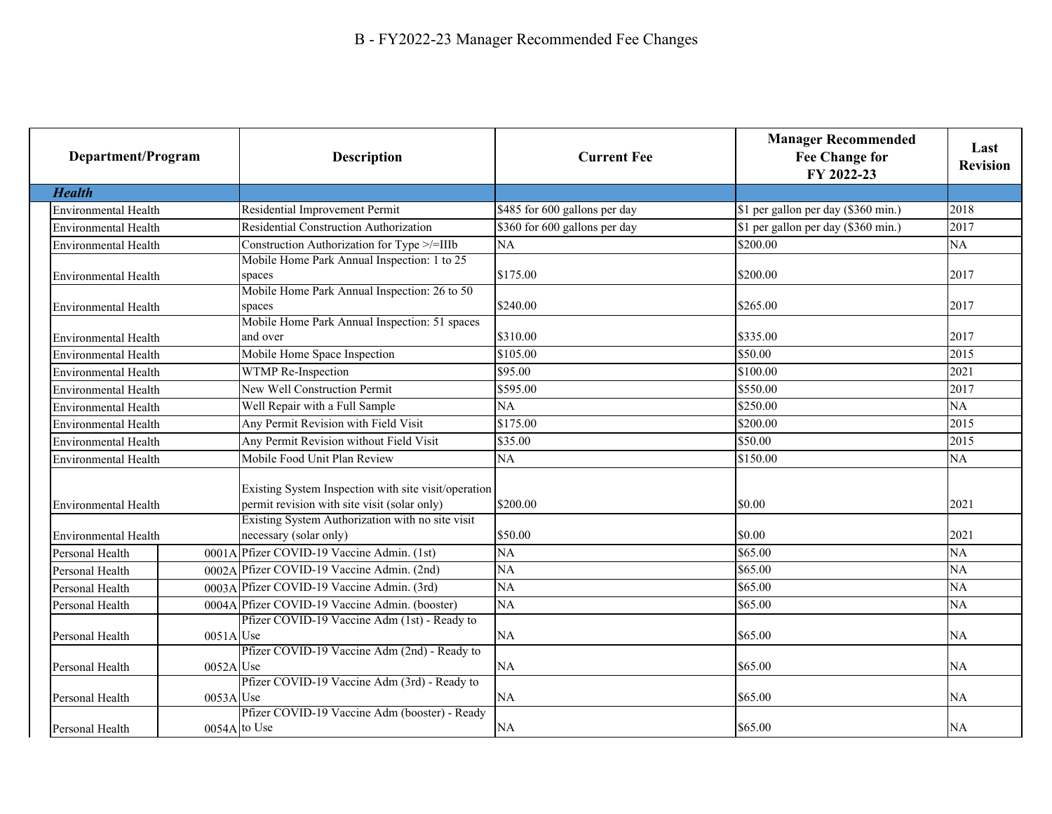# B - FY2022-23 Manager Recommended Fee Changes

| Department/Program | | Description | Current Fee | Manager Recommended Fee Change for FY 2022-23 | Last Revision |
|---|---|---|---|---|---|
| ***Health*** | | | | | |
| Environmental Health | | Residential Improvement Permit | $485 for 600 gallons per day | $1 per gallon per day ($360 min.) | 2018 |
| Environmental Health | | Residential Construction Authorization | $360 for 600 gallons per day | $1 per gallon per day ($360 min.) | 2017 |
| Environmental Health | | Construction Authorization for Type >/=IIIb | NA | $200.00 | NA |
| Environmental Health | | Mobile Home Park Annual Inspection: 1 to 25 spaces | $175.00 | $200.00 | 2017 |
| Environmental Health | | Mobile Home Park Annual Inspection: 26 to 50 spaces | $240.00 | $265.00 | 2017 |
| Environmental Health | | Mobile Home Park Annual Inspection: 51 spaces and over | $310.00 | $335.00 | 2017 |
| Environmental Health | | Mobile Home Space Inspection | $105.00 | $50.00 | 2015 |
| Environmental Health | | WTMP Re-Inspection | $95.00 | $100.00 | 2021 |
| Environmental Health | | New Well Construction Permit | $595.00 | $550.00 | 2017 |
| Environmental Health | | Well Repair with a Full Sample | NA | $250.00 | NA |
| Environmental Health | | Any Permit Revision with Field Visit | $175.00 | $200.00 | 2015 |
| Environmental Health | | Any Permit Revision without Field Visit | $35.00 | $50.00 | 2015 |
| Environmental Health | | Mobile Food Unit Plan Review | NA | $150.00 | NA |
| Environmental Health | | Existing System Inspection with site visit/operation permit revision with site visit (solar only) | $200.00 | $0.00 | 2021 |
| Environmental Health | | Existing System Authorization with no site visit necessary (solar only) | $50.00 | $0.00 | 2021 |
| Personal Health | 0001A | Pfizer COVID-19 Vaccine Admin. (1st) | NA | $65.00 | NA |
| Personal Health | 0002A | Pfizer COVID-19 Vaccine Admin. (2nd) | NA | $65.00 | NA |
| Personal Health | 0003A | Pfizer COVID-19 Vaccine Admin. (3rd) | NA | $65.00 | NA |
| Personal Health | 0004A | Pfizer COVID-19 Vaccine Admin. (booster) | NA | $65.00 | NA |
| Personal Health | 0051A | Pfizer COVID-19 Vaccine Adm (1st) - Ready to Use | NA | $65.00 | NA |
| Personal Health | 0052A | Pfizer COVID-19 Vaccine Adm (2nd) - Ready to Use | NA | $65.00 | NA |
| Personal Health | 0053A | Pfizer COVID-19 Vaccine Adm (3rd) - Ready to Use | NA | $65.00 | NA |
| Personal Health | 0054A | Pfizer COVID-19 Vaccine Adm (booster) - Ready to Use | NA | $65.00 | NA |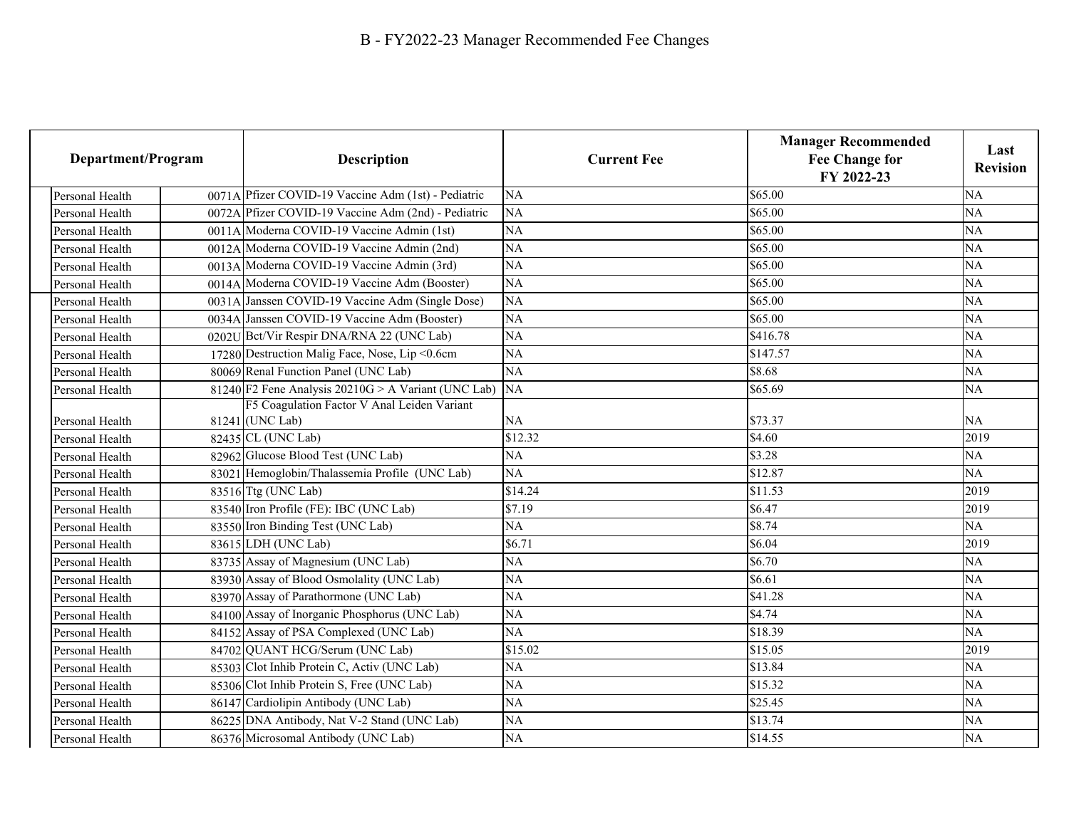# B - FY2022-23 Manager Recommended Fee Changes

| Department/Program | | Description | Current Fee | Manager Recommended Fee Change for FY 2022-23 | Last Revision |
|---|---|---|---|---|---|
| Personal Health | 0071A | Pfizer COVID-19 Vaccine Adm (1st) - Pediatric | NA | $65.00 | NA |
| Personal Health | 0072A | Pfizer COVID-19 Vaccine Adm (2nd) - Pediatric | NA | $65.00 | NA |
| Personal Health | 0011A | Moderna COVID-19 Vaccine Admin (1st) | NA | $65.00 | NA |
| Personal Health | 0012A | Moderna COVID-19 Vaccine Admin (2nd) | NA | $65.00 | NA |
| Personal Health | 0013A | Moderna COVID-19 Vaccine Admin (3rd) | NA | $65.00 | NA |
| Personal Health | 0014A | Moderna COVID-19 Vaccine Adm (Booster) | NA | $65.00 | NA |
| Personal Health | 0031A | Janssen COVID-19 Vaccine Adm (Single Dose) | NA | $65.00 | NA |
| Personal Health | 0034A | Janssen COVID-19 Vaccine Adm (Booster) | NA | $65.00 | NA |
| Personal Health | 0202U | Bct/Vir Respir DNA/RNA 22 (UNC Lab) | NA | $416.78 | NA |
| Personal Health | 17280 | Destruction Malig Face, Nose, Lip <0.6cm | NA | $147.57 | NA |
| Personal Health | 80069 | Renal Function Panel (UNC Lab) | NA | $8.68 | NA |
| Personal Health | 81240 | F2 Fene Analysis 20210G > A Variant (UNC Lab) | NA | $65.69 | NA |
| Personal Health | 81241 | F5 Coagulation Factor V Anal Leiden Variant (UNC Lab) | NA | $73.37 | NA |
| Personal Health | 82435 | CL (UNC Lab) | $12.32 | $4.60 | 2019 |
| Personal Health | 82962 | Glucose Blood Test (UNC Lab) | NA | $3.28 | NA |
| Personal Health | 83021 | Hemoglobin/Thalassemia Profile (UNC Lab) | NA | $12.87 | NA |
| Personal Health | 83516 | Ttg (UNC Lab) | $14.24 | $11.53 | 2019 |
| Personal Health | 83540 | Iron Profile (FE): IBC (UNC Lab) | $7.19 | $6.47 | 2019 |
| Personal Health | 83550 | Iron Binding Test (UNC Lab) | NA | $8.74 | NA |
| Personal Health | 83615 | LDH (UNC Lab) | $6.71 | $6.04 | 2019 |
| Personal Health | 83735 | Assay of Magnesium (UNC Lab) | NA | $6.70 | NA |
| Personal Health | 83930 | Assay of Blood Osmolality (UNC Lab) | NA | $6.61 | NA |
| Personal Health | 83970 | Assay of Parathormone (UNC Lab) | NA | $41.28 | NA |
| Personal Health | 84100 | Assay of Inorganic Phosphorus (UNC Lab) | NA | $4.74 | NA |
| Personal Health | 84152 | Assay of PSA Complexed (UNC Lab) | NA | $18.39 | NA |
| Personal Health | 84702 | QUANT HCG/Serum (UNC Lab) | $15.02 | $15.05 | 2019 |
| Personal Health | 85303 | Clot Inhib Protein C, Activ (UNC Lab) | NA | $13.84 | NA |
| Personal Health | 85306 | Clot Inhib Protein S, Free (UNC Lab) | NA | $15.32 | NA |
| Personal Health | 86147 | Cardiolipin Antibody (UNC Lab) | NA | $25.45 | NA |
| Personal Health | 86225 | DNA Antibody, Nat V-2 Stand (UNC Lab) | NA | $13.74 | NA |
| Personal Health | 86376 | Microsomal Antibody (UNC Lab) | NA | $14.55 | NA |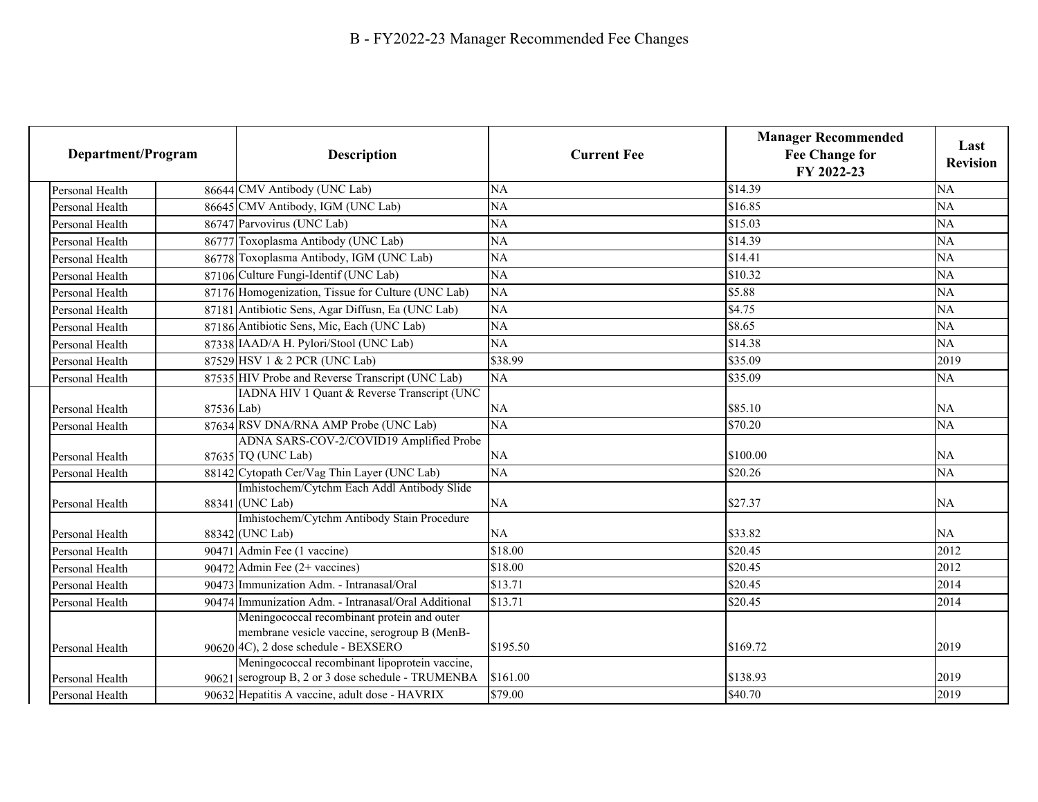# B - FY2022-23 Manager Recommended Fee Changes

| Department/Program | | Description | Current Fee | Manager Recommended Fee Change for FY 2022-23 | Last Revision |
|---|---|---|---|---|---|
| Personal Health | 86644 | CMV Antibody (UNC Lab) | NA | $14.39 | NA |
| Personal Health | 86645 | CMV Antibody, IGM (UNC Lab) | NA | $16.85 | NA |
| Personal Health | 86747 | Parvovirus (UNC Lab) | NA | $15.03 | NA |
| Personal Health | 86777 | Toxoplasma Antibody (UNC Lab) | NA | $14.39 | NA |
| Personal Health | 86778 | Toxoplasma Antibody, IGM (UNC Lab) | NA | $14.41 | NA |
| Personal Health | 87106 | Culture Fungi-Identif (UNC Lab) | NA | $10.32 | NA |
| Personal Health | 87176 | Homogenization, Tissue for Culture (UNC Lab) | NA | $5.88 | NA |
| Personal Health | 87181 | Antibiotic Sens, Agar Diffusn, Ea (UNC Lab) | NA | $4.75 | NA |
| Personal Health | 87186 | Antibiotic Sens, Mic, Each (UNC Lab) | NA | $8.65 | NA |
| Personal Health | 87338 | IAAD/A H. Pylori/Stool (UNC Lab) | NA | $14.38 | NA |
| Personal Health | 87529 | HSV 1 & 2 PCR (UNC Lab) | $38.99 | $35.09 | 2019 |
| Personal Health | 87535 | HIV Probe and Reverse Transcript (UNC Lab) | NA | $35.09 | NA |
| Personal Health | 87536 | IADNA HIV 1 Quant & Reverse Transcript (UNC Lab) | NA | $85.10 | NA |
| Personal Health | 87634 | RSV DNA/RNA AMP Probe (UNC Lab) | NA | $70.20 | NA |
| Personal Health | 87635 | ADNA SARS-COV-2/COVID19 Amplified Probe TQ (UNC Lab) | NA | $100.00 | NA |
| Personal Health | 88142 | Cytopath Cer/Vag Thin Layer (UNC Lab) | NA | $20.26 | NA |
| Personal Health | 88341 | Imhistochem/Cytchm Each Addl Antibody Slide (UNC Lab) | NA | $27.37 | NA |
| Personal Health | 88342 | Imhistochem/Cytchm Antibody Stain Procedure (UNC Lab) | NA | $33.82 | NA |
| Personal Health | 90471 | Admin Fee (1 vaccine) | $18.00 | $20.45 | 2012 |
| Personal Health | 90472 | Admin Fee (2+ vaccines) | $18.00 | $20.45 | 2012 |
| Personal Health | 90473 | Immunization Adm. - Intranasal/Oral | $13.71 | $20.45 | 2014 |
| Personal Health | 90474 | Immunization Adm. - Intranasal/Oral Additional | $13.71 | $20.45 | 2014 |
| Personal Health | 90620 | Meningococcal recombinant protein and outer membrane vesicle vaccine, serogroup B (MenB-4C), 2 dose schedule - BEXSERO | $195.50 | $169.72 | 2019 |
| Personal Health | 90621 | Meningococcal recombinant lipoprotein vaccine, serogroup B, 2 or 3 dose schedule - TRUMENBA | $161.00 | $138.93 | 2019 |
| Personal Health | 90632 | Hepatitis A vaccine, adult dose - HAVRIX | $79.00 | $40.70 | 2019 |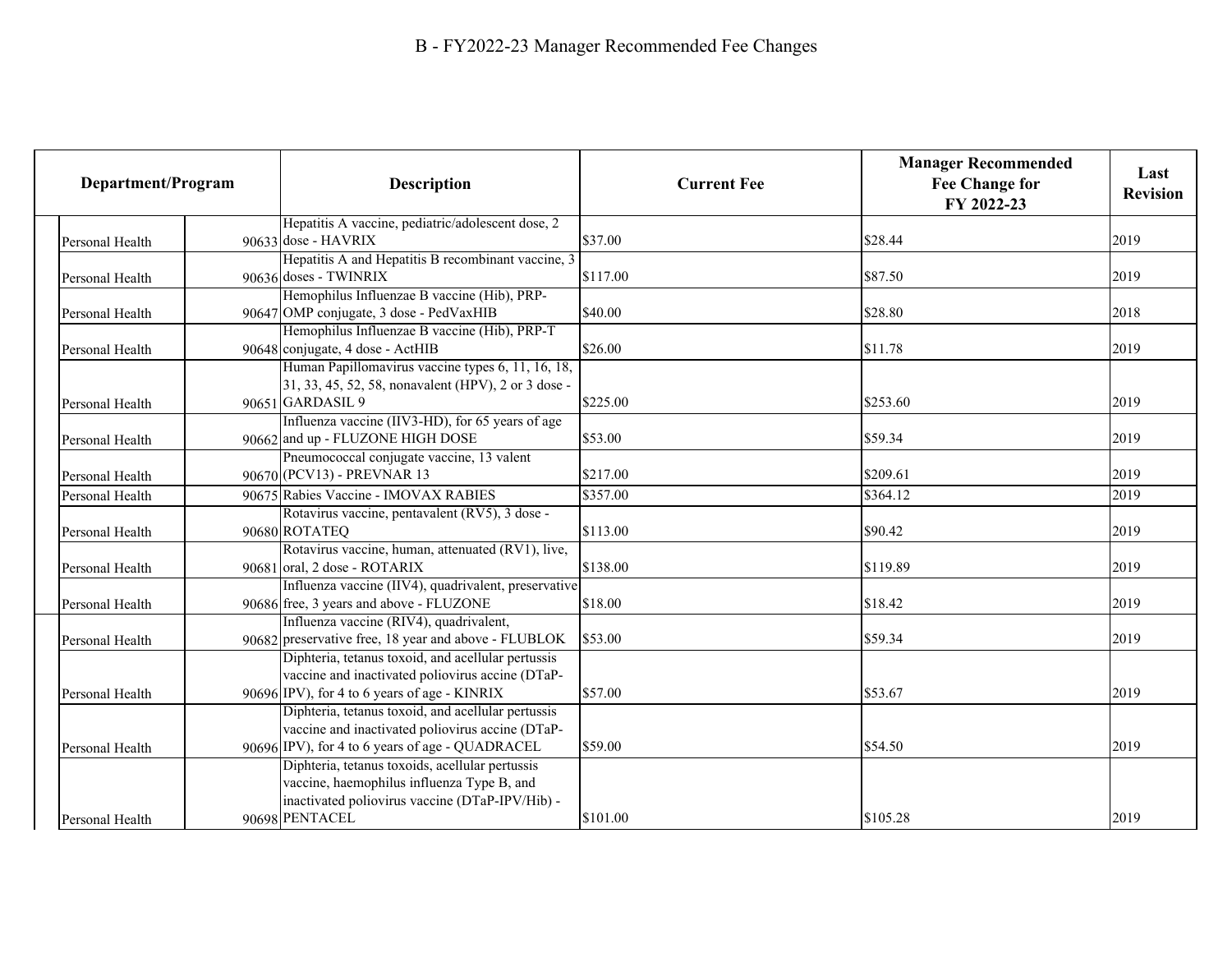# B - FY2022-23 Manager Recommended Fee Changes

| Department/Program | | Description | Current Fee | Manager Recommended Fee Change for FY 2022-23 | Last Revision |
|---|---|---|---|---|---|
| Personal Health | 90633 | Hepatitis A vaccine, pediatric/adolescent dose, 2 dose - HAVRIX | $37.00 | $28.44 | 2019 |
| Personal Health | 90636 | Hepatitis A and Hepatitis B recombinant vaccine, 3 doses - TWINRIX | $117.00 | $87.50 | 2019 |
| Personal Health | 90647 | Hemophilus Influenzae B vaccine (Hib), PRP-OMP conjugate, 3 dose - PedVaxHIB | $40.00 | $28.80 | 2018 |
| Personal Health | 90648 | Hemophilus Influenzae B vaccine (Hib), PRP-T conjugate, 4 dose - ActHIB | $26.00 | $11.78 | 2019 |
| Personal Health | 90651 | Human Papillomavirus vaccine types 6, 11, 16, 18, 31, 33, 45, 52, 58, nonavalent (HPV), 2 or 3 dose - GARDASIL 9 | $225.00 | $253.60 | 2019 |
| Personal Health | 90662 | Influenza vaccine (IIV3-HD), for 65 years of age and up - FLUZONE HIGH DOSE | $53.00 | $59.34 | 2019 |
| Personal Health | 90670 | Pneumococcal conjugate vaccine, 13 valent (PCV13) - PREVNAR 13 | $217.00 | $209.61 | 2019 |
| Personal Health | 90675 | Rabies Vaccine - IMOVAX RABIES | $357.00 | $364.12 | 2019 |
| Personal Health | 90680 | Rotavirus vaccine, pentavalent (RV5), 3 dose - ROTATEQ | $113.00 | $90.42 | 2019 |
| Personal Health | 90681 | Rotavirus vaccine, human, attenuated (RV1), live, oral, 2 dose - ROTARIX | $138.00 | $119.89 | 2019 |
| Personal Health | 90686 | Influenza vaccine (IIV4), quadrivalent, preservative free, 3 years and above - FLUZONE | $18.00 | $18.42 | 2019 |
| Personal Health | 90682 | Influenza vaccine (RIV4), quadrivalent, preservative free, 18 year and above - FLUBLOK | $53.00 | $59.34 | 2019 |
| Personal Health | 90696 | Diphteria, tetanus toxoid, and acellular pertussis vaccine and inactivated poliovirus accine (DTaP-IPV), for 4 to 6 years of age - KINRIX | $57.00 | $53.67 | 2019 |
| Personal Health | 90696 | Diphteria, tetanus toxoid, and acellular pertussis vaccine and inactivated poliovirus accine (DTaP-IPV), for 4 to 6 years of age - QUADRACEL | $59.00 | $54.50 | 2019 |
| Personal Health | 90698 | Diphteria, tetanus toxoids, acellular pertussis vaccine, haemophilus influenza Type B, and inactivated poliovirus vaccine (DTaP-IPV/Hib) - PENTACEL | $101.00 | $105.28 | 2019 |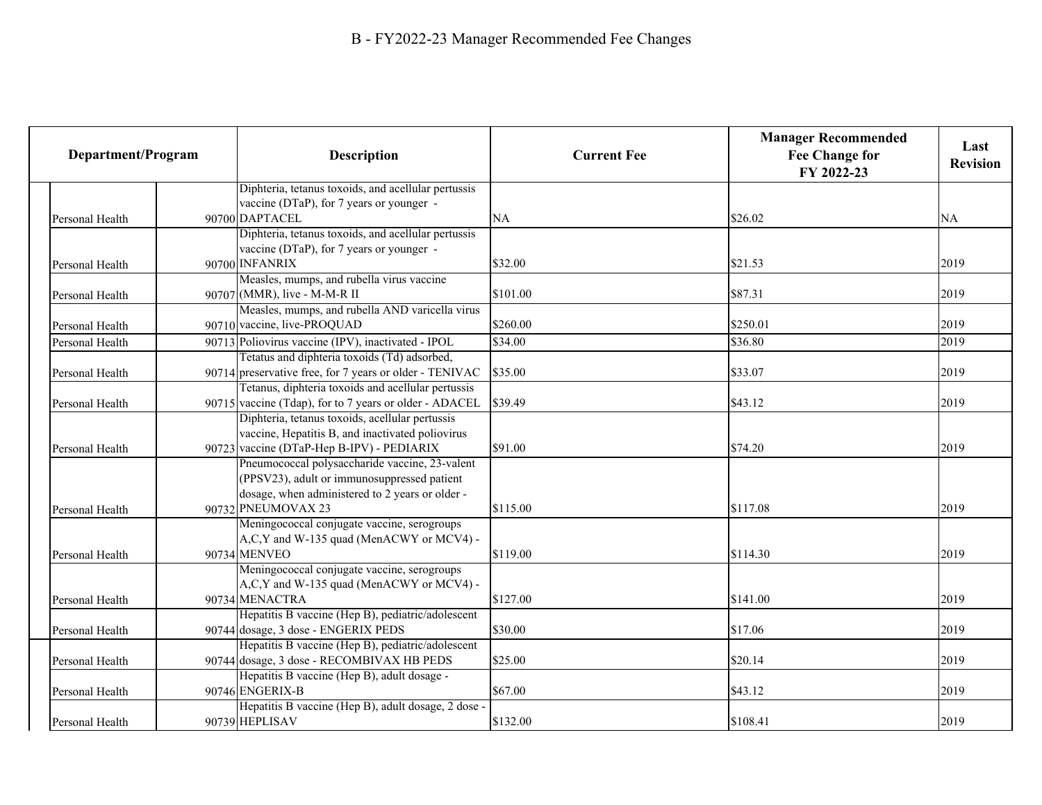# B - FY2022-23 Manager Recommended Fee Changes

| Department/Program | | Description | Current Fee | Manager Recommended Fee Change for FY 2022-23 | Last Revision |
|---|---|---|---|---|---|
| Personal Health | 90700 | Diphtheria, tetanus toxoids, and acellular pertussis vaccine (DTaP), for 7 years or younger - DAPTACEL | NA | $26.02 | NA |
| Personal Health | 90700 | Diphtheria, tetanus toxoids, and acellular pertussis vaccine (DTaP), for 7 years or younger - INFANRIX | $32.00 | $21.53 | 2019 |
| Personal Health | 90707 | Measles, mumps, and rubella virus vaccine (MMR), live - M-M-R II | $101.00 | $87.31 | 2019 |
| Personal Health | 90710 | Measles, mumps, and rubella AND varicella virus vaccine, live-PROQUAD | $260.00 | $250.01 | 2019 |
| Personal Health | 90713 | Poliovirus vaccine (IPV), inactivated - IPOL | $34.00 | $36.80 | 2019 |
| Personal Health | 90714 | Tetatus and diphteria toxoids (Td) adsorbed, preservative free, for 7 years or older - TENIVAC | $35.00 | $33.07 | 2019 |
| Personal Health | 90715 | Tetanus, diphteria toxoids and acellular pertussis vaccine (Tdap), for to 7 years or older - ADACEL | $39.49 | $43.12 | 2019 |
| Personal Health | 90723 | Diphtheria, tetanus toxoids, acellular pertussis vaccine, Hepatitis B, and inactivated poliovirus vaccine (DTaP-Hep B-IPV) - PEDIARIX | $91.00 | $74.20 | 2019 |
| Personal Health | 90732 | Pneumococcal polysaccharide vaccine, 23-valent (PPSV23), adult or immunosuppressed patient dosage, when administered to 2 years or older - PNEUMOVAX 23 | $115.00 | $117.08 | 2019 |
| Personal Health | 90734 | Meningococcal conjugate vaccine, serogroups A,C,Y and W-135 quad (MenACWY or MCV4) - MENVEO | $119.00 | $114.30 | 2019 |
| Personal Health | 90734 | Meningococcal conjugate vaccine, serogroups A,C,Y and W-135 quad (MenACWY or MCV4) - MENACTRA | $127.00 | $141.00 | 2019 |
| Personal Health | 90744 | Hepatitis B vaccine (Hep B), pediatric/adolescent dosage, 3 dose - ENGERIX PEDS | $30.00 | $17.06 | 2019 |
| Personal Health | 90744 | Hepatitis B vaccine (Hep B), pediatric/adolescent dosage, 3 dose - RECOMBIVAX HB PEDS | $25.00 | $20.14 | 2019 |
| Personal Health | 90746 | Hepatitis B vaccine (Hep B), adult dosage - ENGERIX-B | $67.00 | $43.12 | 2019 |
| Personal Health | 90739 | Hepatitis B vaccine (Hep B), adult dosage, 2 dose - HEPLISAV | $132.00 | $108.41 | 2019 |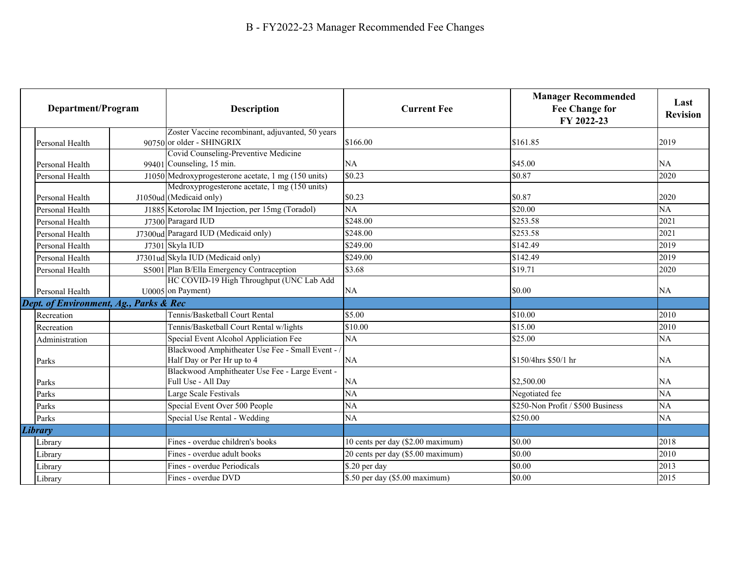# B - FY2022-23 Manager Recommended Fee Changes

| Department/Program | | | Description | Current Fee | Manager Recommended Fee Change for FY 2022-23 | Last Revision |
|---|---|---|---|---|---|---|
| | Personal Health | 90750 | Zoster Vaccine recombinant, adjuvanted, 50 years or older - SHINGRIX | $166.00 | $161.85 | 2019 |
| | Personal Health | 99401 | Covid Counseling-Preventive Medicine Counseling, 15 min. | NA | $45.00 | NA |
| | Personal Health | J1050 | Medroxyprogesterone acetate, 1 mg (150 units) | $0.23 | $0.87 | 2020 |
| | Personal Health | J1050ud | Medroxyprogesterone acetate, 1 mg (150 units) (Medicaid only) | $0.23 | $0.87 | 2020 |
| | Personal Health | J1885 | Ketorolac IM Injection, per 15mg (Toradol) | NA | $20.00 | NA |
| | Personal Health | J7300 | Paragard IUD | $248.00 | $253.58 | 2021 |
| | Personal Health | J7300ud | Paragard IUD (Medicaid only) | $248.00 | $253.58 | 2021 |
| | Personal Health | J7301 | Skyla IUD | $249.00 | $142.49 | 2019 |
| | Personal Health | J7301ud | Skyla IUD (Medicaid only) | $249.00 | $142.49 | 2019 |
| | Personal Health | S5001 | Plan B/Ella Emergency Contraception | $3.68 | $19.71 | 2020 |
| | Personal Health | U0005 | HC COVID-19 High Throughput (UNC Lab Add on Payment) | NA | $0.00 | NA |
| ***Dept. of Environment, Ag., Parks & Rec*** | | | | | | |
| | Recreation | | Tennis/Basketball Court Rental | $5.00 | $10.00 | 2010 |
| | Recreation | | Tennis/Basketball Court Rental w/lights | $10.00 | $15.00 | 2010 |
| | Administration | | Special Event Alcohol Appliciation Fee | NA | $25.00 | NA |
| | Parks | | Blackwood Amphitheater Use Fee - Small Event - / Half Day or Per Hr up to 4 | NA | $150/4hrs $50/1 hr | NA |
| | Parks | | Blackwood Amphitheater Use Fee - Large Event - Full Use - All Day | NA | $2,500.00 | NA |
| | Parks | | Large Scale Festivals | NA | Negotiated fee | NA |
| | Parks | | Special Event Over 500 People | NA | $250-Non Profit / $500 Business | NA |
| | Parks | | Special Use Rental - Wedding | NA | $250.00 | NA |
| ***Library*** | | | | | | |
| | Library | | Fines - overdue children's books | 10 cents per day ($2.00 maximum) | $0.00 | 2018 |
| | Library | | Fines - overdue adult books | 20 cents per day ($5.00 maximum) | $0.00 | 2010 |
| | Library | | Fines - overdue Periodicals | $.20 per day | $0.00 | 2013 |
| | Library | | Fines - overdue DVD | $.50 per day ($5.00 maximum) | $0.00 | 2015 |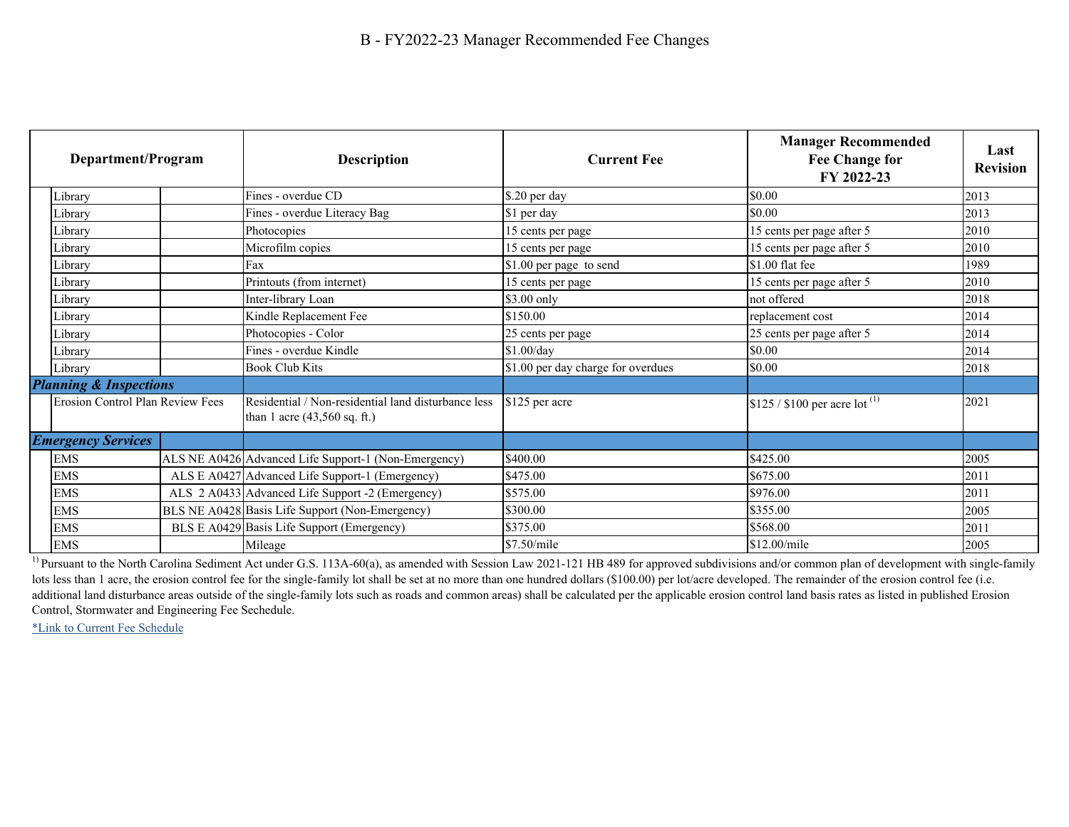# B - FY2022-23 Manager Recommended Fee Changes

| Department/Program | | | Description | Current Fee | Manager Recommended Fee Change for FY 2022-23 | Last Revision |
|---|---|---|---|---|---|---|
| | Library | | Fines - overdue CD | $.20 per day | $0.00 | 2013 |
| | Library | | Fines - overdue Literacy Bag | $1 per day | $0.00 | 2013 |
| | Library | | Photocopies | 15 cents per page | 15 cents per page after 5 | 2010 |
| | Library | | Microfilm copies | 15 cents per page | 15 cents per page after 5 | 2010 |
| | Library | | Fax | $1.00 per page to send | $1.00 flat fee | 1989 |
| | Library | | Printouts (from internet) | 15 cents per page | 15 cents per page after 5 | 2010 |
| | Library | | Inter-library Loan | $3.00 only | not offered | 2018 |
| | Library | | Kindle Replacement Fee | $150.00 | replacement cost | 2014 |
| | Library | | Photocopies - Color | 25 cents per page | 25 cents per page after 5 | 2014 |
| | Library | | Fines - overdue Kindle | $1.00/day | $0.00 | 2014 |
| | Library | | Book Club Kits | $1.00 per day charge for overdues | $0.00 | 2018 |
| ***Planning & Inspections*** | | | | | | |
| | Erosion Control Plan Review Fees | | Residential / Non-residential land disturbance less than 1 acre (43,560 sq. ft.) | $125 per acre | $125 / $100 per acre lot [1] | 2021 |
| ***Emergency Services*** | | | | | | |
| | EMS | ALS NE A0426 | Advanced Life Support-1 (Non-Emergency) | $400.00 | $425.00 | 2005 |
| | EMS | ALS E A0427 | Advanced Life Support-1 (Emergency) | $475.00 | $675.00 | 2011 |
| | EMS | ALS 2 A0433 | Advanced Life Support -2 (Emergency) | $575.00 | $976.00 | 2011 |
| | EMS | BLS NE A0428 | Basis Life Support (Non-Emergency) | $300.00 | $355.00 | 2005 |
| | EMS | BLS E A0429 | Basis Life Support (Emergency) | $375.00 | $568.00 | 2011 |
| | EMS | | Mileage | $7.50/mile | $12.00/mile | 2005 |

[1)] Pursuant to the North Carolina Sediment Act under G.S. 113A-60(a), as amended with Session Law 2021-121 HB 489 for approved subdivisions and/or common plan of development with single-family lots less than 1 acre, the erosion control fee for the single-family lot shall be set at no more than one hundred dollars ($100.00) per lot/acre developed. The remainder of the erosion control fee (i.e. additional land disturbance areas outside of the single-family lots such as roads and common areas) shall be calculated per the applicable erosion control land basis rates as listed in published Erosion Control, Stormwater and Engineering Fee Sechedule.

*Link to Current Fee Schedule